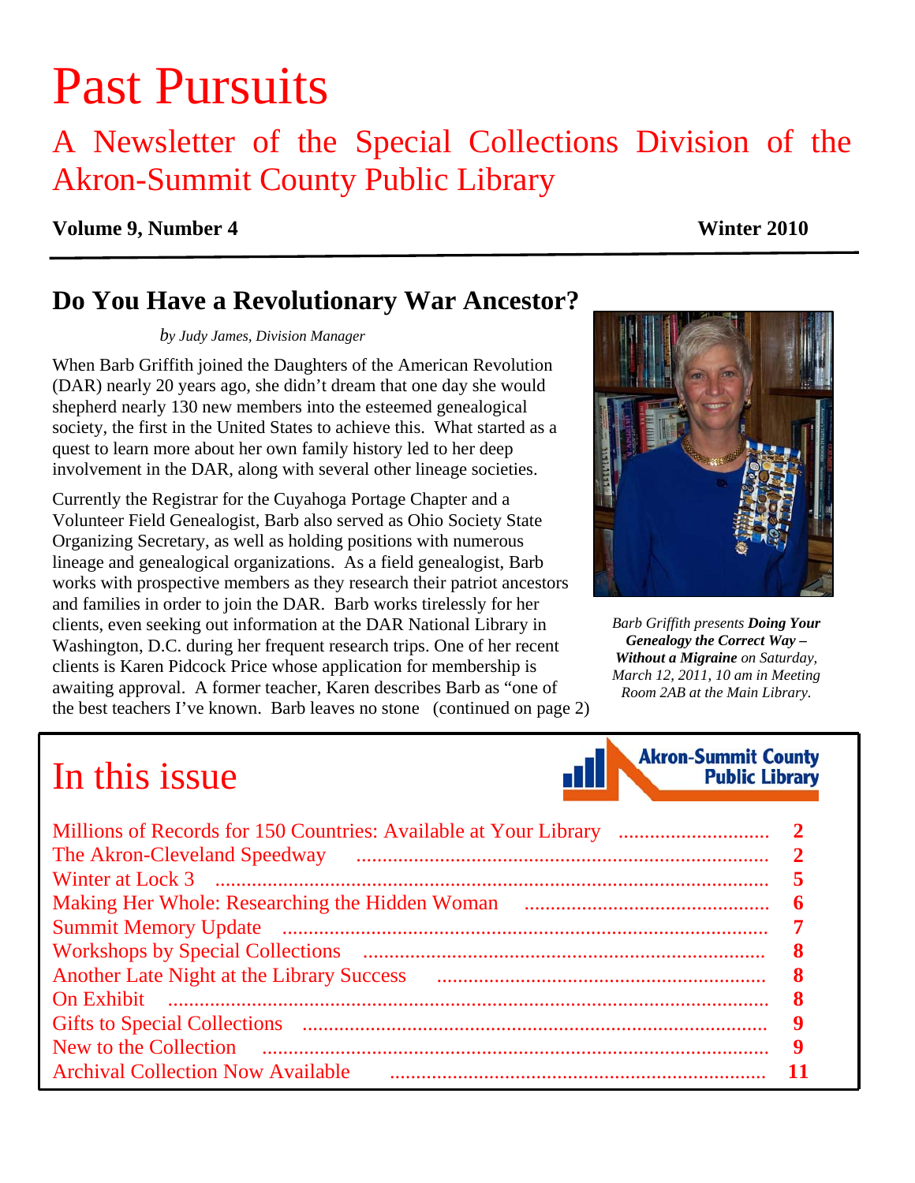# Past Pursuits

## A Newsletter of the Special Collections Division of the Akron-Summit County Public Library

**Volume 9, Number 4** **Winter 2010**

## Do You Have a Revolutionary War Ancestor?

*by Judy James, Division Manager*

When Barb Griffith joined the Daughters of the American Revolution (DAR) nearly 20 years ago, she didn't dream that one day she would shepherd nearly 130 new members into the esteemed genealogical society, the first in the United States to achieve this. What started as a quest to learn more about her own family history led to her deep involvement in the DAR, along with several other lineage societies.

Currently the Registrar for the Cuyahoga Portage Chapter and a Volunteer Field Genealogist, Barb also served as Ohio Society State Organizing Secretary, as well as holding positions with numerous lineage and genealogical organizations. As a field genealogist, Barb works with prospective members as they research their patriot ancestors and families in order to join the DAR. Barb works tirelessly for her clients, even seeking out information at the DAR National Library in Washington, D.C. during her frequent research trips. One of her recent clients is Karen Pidcock Price whose application for membership is awaiting approval. A former teacher, Karen describes Barb as "one of the best teachers I've known. Barb leaves no stone (continued on page 2)

*Barb Griffith presents **Doing Your Genealogy the Correct Way – Without a Migraine** on Saturday, March 12, 2011, 10 am in Meeting Room 2AB at the Main Library.*

## In this issue

Akron-Summit County Public Library

| | |
|---|---|
| Millions of Records for 150 Countries: Available at Your Library | 2 |
| The Akron-Cleveland Speedway | 2 |
| Winter at Lock 3 | 5 |
| Making Her Whole: Researching the Hidden Woman | 6 |
| Summit Memory Update | 7 |
| Workshops by Special Collections | 8 |
| Another Late Night at the Library Success | 8 |
| On Exhibit | 8 |
| Gifts to Special Collections | 9 |
| New to the Collection | 9 |
| Archival Collection Now Available | 11 |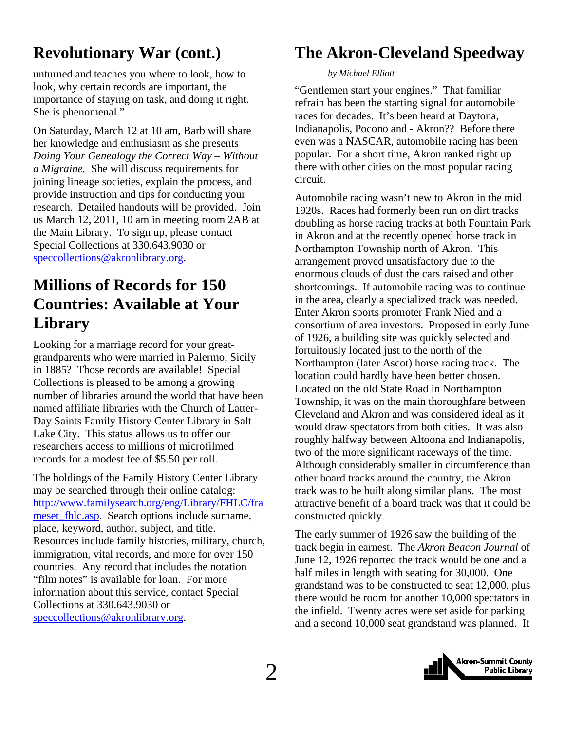## Revolutionary War (cont.)

unturned and teaches you where to look, how to look, why certain records are important, the importance of staying on task, and doing it right. She is phenomenal."

On Saturday, March 12 at 10 am, Barb will share her knowledge and enthusiasm as she presents *Doing Your Genealogy the Correct Way – Without a Migraine.* She will discuss requirements for joining lineage societies, explain the process, and provide instruction and tips for conducting your research. Detailed handouts will be provided. Join us March 12, 2011, 10 am in meeting room 2AB at the Main Library. To sign up, please contact Special Collections at 330.643.9030 or speccollections@akronlibrary.org.

## Millions of Records for 150 Countries: Available at Your Library

Looking for a marriage record for your great-grandparents who were married in Palermo, Sicily in 1885? Those records are available! Special Collections is pleased to be among a growing number of libraries around the world that have been named affiliate libraries with the Church of Latter-Day Saints Family History Center Library in Salt Lake City. This status allows us to offer our researchers access to millions of microfilmed records for a modest fee of $5.50 per roll.

The holdings of the Family History Center Library may be searched through their online catalog: http://www.familysearch.org/eng/Library/FHLC/frameset_fhlc.asp. Search options include surname, place, keyword, author, subject, and title. Resources include family histories, military, church, immigration, vital records, and more for over 150 countries. Any record that includes the notation "film notes" is available for loan. For more information about this service, contact Special Collections at 330.643.9030 or speccollections@akronlibrary.org.

## The Akron-Cleveland Speedway

*by Michael Elliott*

"Gentlemen start your engines." That familiar refrain has been the starting signal for automobile races for decades. It's been heard at Daytona, Indianapolis, Pocono and - Akron?? Before there even was a NASCAR, automobile racing has been popular. For a short time, Akron ranked right up there with other cities on the most popular racing circuit.

Automobile racing wasn't new to Akron in the mid 1920s. Races had formerly been run on dirt tracks doubling as horse racing tracks at both Fountain Park in Akron and at the recently opened horse track in Northampton Township north of Akron. This arrangement proved unsatisfactory due to the enormous clouds of dust the cars raised and other shortcomings. If automobile racing was to continue in the area, clearly a specialized track was needed. Enter Akron sports promoter Frank Nied and a consortium of area investors. Proposed in early June of 1926, a building site was quickly selected and fortuitously located just to the north of the Northampton (later Ascot) horse racing track. The location could hardly have been better chosen. Located on the old State Road in Northampton Township, it was on the main thoroughfare between Cleveland and Akron and was considered ideal as it would draw spectators from both cities. It was also roughly halfway between Altoona and Indianapolis, two of the more significant raceways of the time. Although considerably smaller in circumference than other board tracks around the country, the Akron track was to be built along similar plans. The most attractive benefit of a board track was that it could be constructed quickly.

The early summer of 1926 saw the building of the track begin in earnest. The *Akron Beacon Journal* of June 12, 1926 reported the track would be one and a half miles in length with seating for 30,000. One grandstand was to be constructed to seat 12,000, plus there would be room for another 10,000 spectators in the infield. Twenty acres were set aside for parking and a second 10,000 seat grandstand was planned. It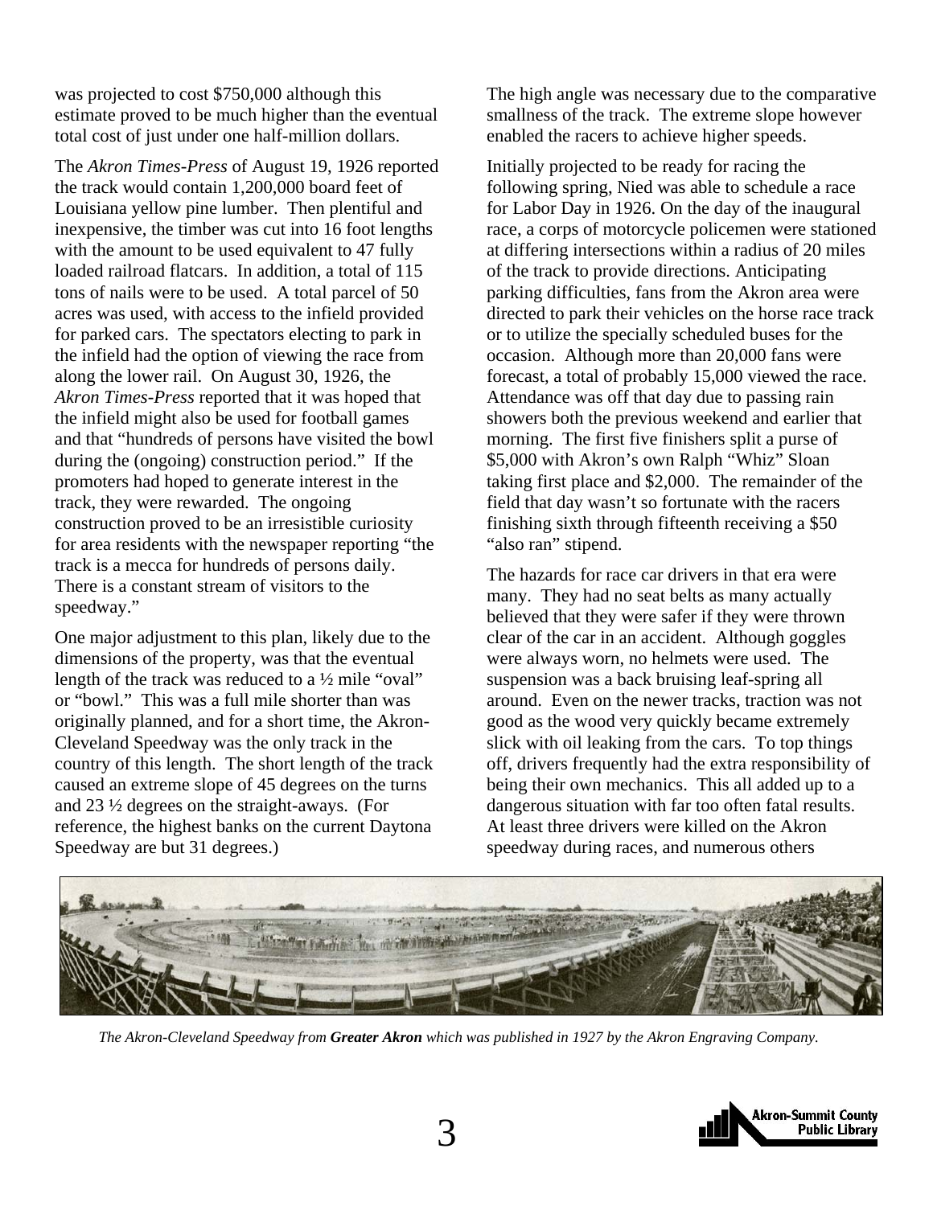was projected to cost $750,000 although this estimate proved to be much higher than the eventual total cost of just under one half-million dollars.

The *Akron Times-Press* of August 19, 1926 reported the track would contain 1,200,000 board feet of Louisiana yellow pine lumber. Then plentiful and inexpensive, the timber was cut into 16 foot lengths with the amount to be used equivalent to 47 fully loaded railroad flatcars. In addition, a total of 115 tons of nails were to be used. A total parcel of 50 acres was used, with access to the infield provided for parked cars. The spectators electing to park in the infield had the option of viewing the race from along the lower rail. On August 30, 1926, the *Akron Times-Press* reported that it was hoped that the infield might also be used for football games and that "hundreds of persons have visited the bowl during the (ongoing) construction period." If the promoters had hoped to generate interest in the track, they were rewarded. The ongoing construction proved to be an irresistible curiosity for area residents with the newspaper reporting "the track is a mecca for hundreds of persons daily. There is a constant stream of visitors to the speedway."

One major adjustment to this plan, likely due to the dimensions of the property, was that the eventual length of the track was reduced to a ½ mile "oval" or "bowl." This was a full mile shorter than was originally planned, and for a short time, the Akron-Cleveland Speedway was the only track in the country of this length. The short length of the track caused an extreme slope of 45 degrees on the turns and 23 ½ degrees on the straight-aways. (For reference, the highest banks on the current Daytona Speedway are but 31 degrees.)

The high angle was necessary due to the comparative smallness of the track. The extreme slope however enabled the racers to achieve higher speeds.

Initially projected to be ready for racing the following spring, Nied was able to schedule a race for Labor Day in 1926. On the day of the inaugural race, a corps of motorcycle policemen were stationed at differing intersections within a radius of 20 miles of the track to provide directions. Anticipating parking difficulties, fans from the Akron area were directed to park their vehicles on the horse race track or to utilize the specially scheduled buses for the occasion. Although more than 20,000 fans were forecast, a total of probably 15,000 viewed the race. Attendance was off that day due to passing rain showers both the previous weekend and earlier that morning. The first five finishers split a purse of $5,000 with Akron's own Ralph "Whiz" Sloan taking first place and $2,000. The remainder of the field that day wasn't so fortunate with the racers finishing sixth through fifteenth receiving a $50 "also ran" stipend.

The hazards for race car drivers in that era were many. They had no seat belts as many actually believed that they were safer if they were thrown clear of the car in an accident. Although goggles were always worn, no helmets were used. The suspension was a back bruising leaf-spring all around. Even on the newer tracks, traction was not good as the wood very quickly became extremely slick with oil leaking from the cars. To top things off, drivers frequently had the extra responsibility of being their own mechanics. This all added up to a dangerous situation with far too often fatal results. At least three drivers were killed on the Akron speedway during races, and numerous others

*The Akron-Cleveland Speedway from **Greater Akron** which was published in 1927 by the Akron Engraving Company.*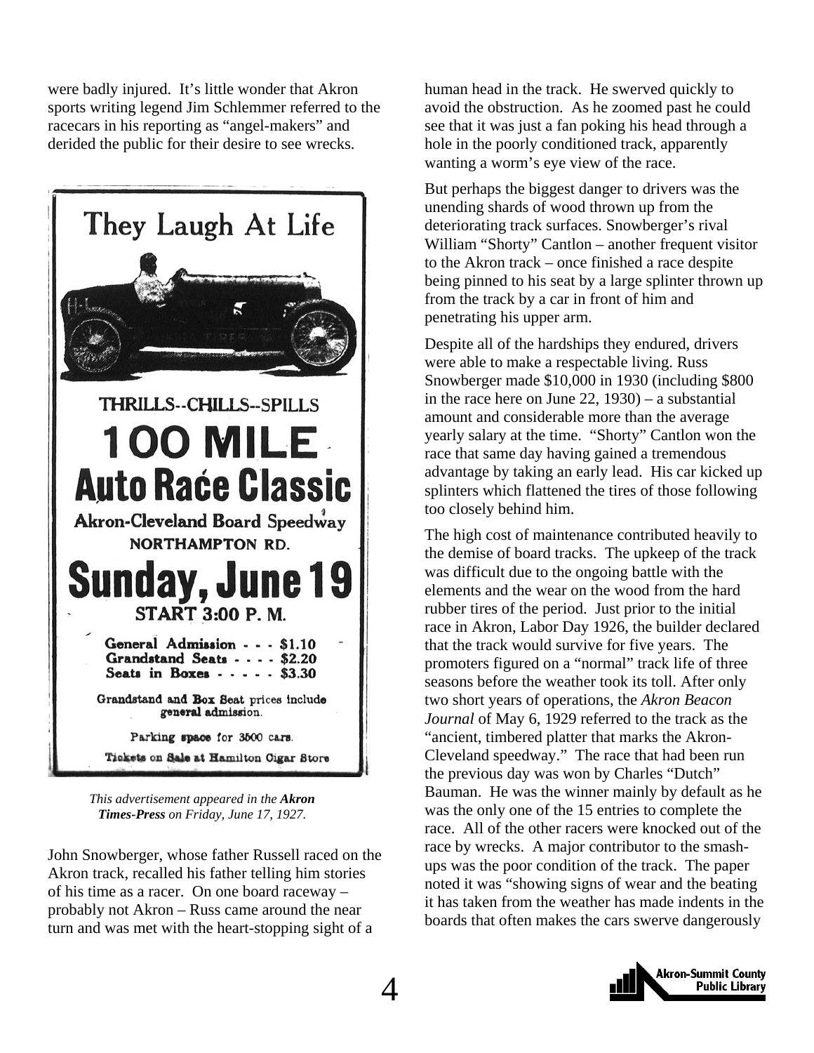were badly injured. It's little wonder that Akron sports writing legend Jim Schlemmer referred to the racecars in his reporting as "angel-makers" and derided the public for their desire to see wrecks.

They Laugh At Life

THRILLS--CHILLS--SPILLS

**100 MILE Auto Race Classic**

**Akron-Cleveland Board Speedway**

**NORTHAMPTON RD.**

**Sunday, June 19**

**START 3:00 P. M.**

**General Admission - - - $1.10**
**Grandstand Seats - - - - $2.20**
**Seats in Boxes - - - - - $3.30**

Grandstand and Box Seat prices include general admission.

Parking space for 3500 cars.

Tickets on Sale at Hamilton Cigar Store

*This advertisement appeared in the **Akron Times-Press** on Friday, June 17, 1927.*

John Snowberger, whose father Russell raced on the Akron track, recalled his father telling him stories of his time as a racer. On one board raceway – probably not Akron – Russ came around the near turn and was met with the heart-stopping sight of a human head in the track. He swerved quickly to avoid the obstruction. As he zoomed past he could see that it was just a fan poking his head through a hole in the poorly conditioned track, apparently wanting a worm's eye view of the race.

But perhaps the biggest danger to drivers was the unending shards of wood thrown up from the deteriorating track surfaces. Snowberger's rival William "Shorty" Cantlon – another frequent visitor to the Akron track – once finished a race despite being pinned to his seat by a large splinter thrown up from the track by a car in front of him and penetrating his upper arm.

Despite all of the hardships they endured, drivers were able to make a respectable living. Russ Snowberger made $10,000 in 1930 (including $800 in the race here on June 22, 1930) – a substantial amount and considerable more than the average yearly salary at the time. "Shorty" Cantlon won the race that same day having gained a tremendous advantage by taking an early lead. His car kicked up splinters which flattened the tires of those following too closely behind him.

The high cost of maintenance contributed heavily to the demise of board tracks. The upkeep of the track was difficult due to the ongoing battle with the elements and the wear on the wood from the hard rubber tires of the period. Just prior to the initial race in Akron, Labor Day 1926, the builder declared that the track would survive for five years. The promoters figured on a "normal" track life of three seasons before the weather took its toll. After only two short years of operations, the *Akron Beacon Journal* of May 6, 1929 referred to the track as the "ancient, timbered platter that marks the Akron-Cleveland speedway." The race that had been run the previous day was won by Charles "Dutch" Bauman. He was the winner mainly by default as he was the only one of the 15 entries to complete the race. All of the other racers were knocked out of the race by wrecks. A major contributor to the smash-ups was the poor condition of the track. The paper noted it was "showing signs of wear and the beating it has taken from the weather has made indents in the boards that often makes the cars swerve dangerously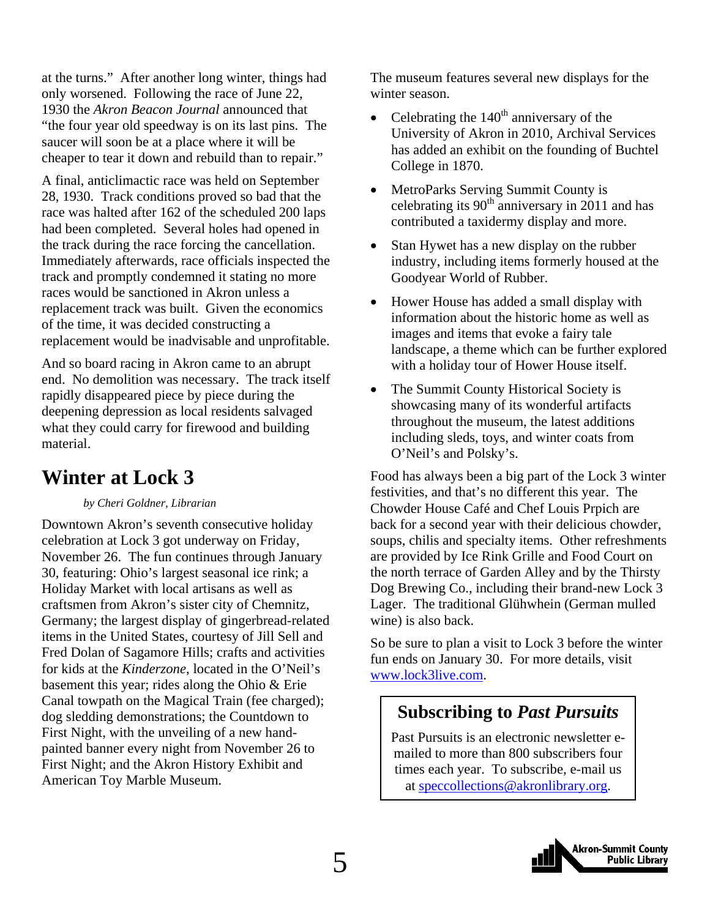at the turns." After another long winter, things had only worsened. Following the race of June 22, 1930 the *Akron Beacon Journal* announced that "the four year old speedway is on its last pins. The saucer will soon be at a place where it will be cheaper to tear it down and rebuild than to repair."

A final, anticlimactic race was held on September 28, 1930. Track conditions proved so bad that the race was halted after 162 of the scheduled 200 laps had been completed. Several holes had opened in the track during the race forcing the cancellation. Immediately afterwards, race officials inspected the track and promptly condemned it stating no more races would be sanctioned in Akron unless a replacement track was built. Given the economics of the time, it was decided constructing a replacement would be inadvisable and unprofitable.

And so board racing in Akron came to an abrupt end. No demolition was necessary. The track itself rapidly disappeared piece by piece during the deepening depression as local residents salvaged what they could carry for firewood and building material.

## Winter at Lock 3

*by Cheri Goldner, Librarian*

Downtown Akron's seventh consecutive holiday celebration at Lock 3 got underway on Friday, November 26. The fun continues through January 30, featuring: Ohio's largest seasonal ice rink; a Holiday Market with local artisans as well as craftsmen from Akron's sister city of Chemnitz, Germany; the largest display of gingerbread-related items in the United States, courtesy of Jill Sell and Fred Dolan of Sagamore Hills; crafts and activities for kids at the *Kinderzone*, located in the O'Neil's basement this year; rides along the Ohio & Erie Canal towpath on the Magical Train (fee charged); dog sledding demonstrations; the Countdown to First Night, with the unveiling of a new hand-painted banner every night from November 26 to First Night; and the Akron History Exhibit and American Toy Marble Museum.

The museum features several new displays for the winter season.

- Celebrating the 140th anniversary of the University of Akron in 2010, Archival Services has added an exhibit on the founding of Buchtel College in 1870.
- MetroParks Serving Summit County is celebrating its 90th anniversary in 2011 and has contributed a taxidermy display and more.
- Stan Hywet has a new display on the rubber industry, including items formerly housed at the Goodyear World of Rubber.
- Hower House has added a small display with information about the historic home as well as images and items that evoke a fairy tale landscape, a theme which can be further explored with a holiday tour of Hower House itself.
- The Summit County Historical Society is showcasing many of its wonderful artifacts throughout the museum, the latest additions including sleds, toys, and winter coats from O'Neil's and Polsky's.

Food has always been a big part of the Lock 3 winter festivities, and that's no different this year. The Chowder House Café and Chef Louis Prpich are back for a second year with their delicious chowder, soups, chilis and specialty items. Other refreshments are provided by Ice Rink Grille and Food Court on the north terrace of Garden Alley and by the Thirsty Dog Brewing Co., including their brand-new Lock 3 Lager. The traditional Glühwhein (German mulled wine) is also back.

So be sure to plan a visit to Lock 3 before the winter fun ends on January 30. For more details, visit www.lock3live.com.

### Subscribing to *Past Pursuits*

Past Pursuits is an electronic newsletter e-mailed to more than 800 subscribers four times each year. To subscribe, e-mail us at speccollections@akronlibrary.org.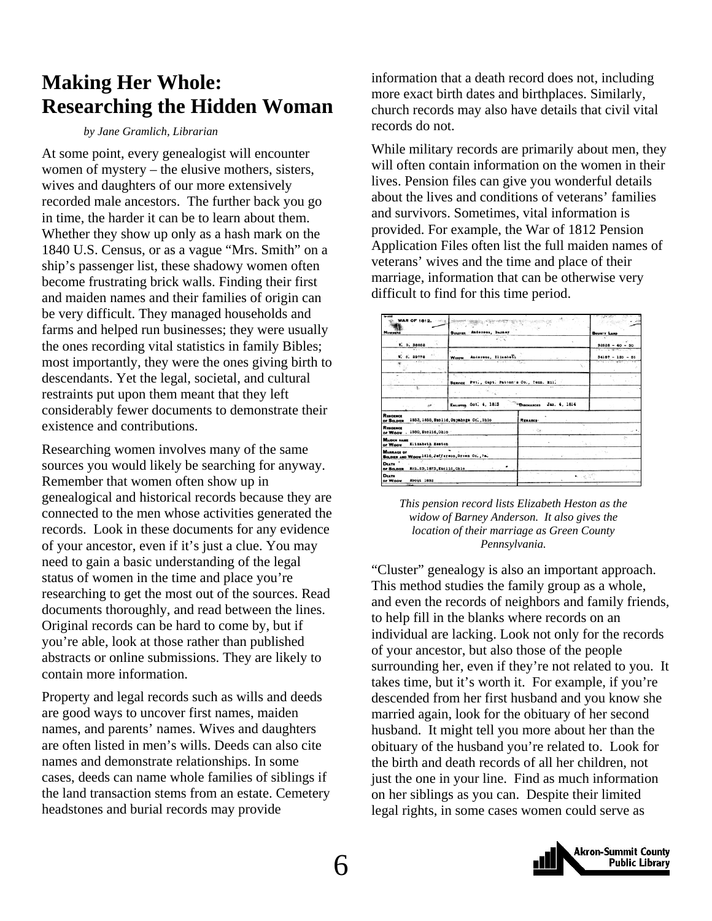# Making Her Whole: Researching the Hidden Woman

*by Jane Gramlich, Librarian*

At some point, every genealogist will encounter women of mystery – the elusive mothers, sisters, wives and daughters of our more extensively recorded male ancestors. The further back you go in time, the harder it can be to learn about them. Whether they show up only as a hash mark on the 1840 U.S. Census, or as a vague "Mrs. Smith" on a ship's passenger list, these shadowy women often become frustrating brick walls. Finding their first and maiden names and their families of origin can be very difficult. They managed households and farms and helped run businesses; they were usually the ones recording vital statistics in family Bibles; most importantly, they were the ones giving birth to descendants. Yet the legal, societal, and cultural restraints put upon them meant that they left considerably fewer documents to demonstrate their existence and contributions.

Researching women involves many of the same sources you would likely be searching for anyway. Remember that women often show up in genealogical and historical records because they are connected to the men whose activities generated the records. Look in these documents for any evidence of your ancestor, even if it's just a clue. You may need to gain a basic understanding of the legal status of women in the time and place you're researching to get the most out of the sources. Read documents thoroughly, and read between the lines. Original records can be hard to come by, but if you're able, look at those rather than published abstracts or online submissions. They are likely to contain more information.

Property and legal records such as wills and deeds are good ways to uncover first names, maiden names, and parents' names. Wives and daughters are often listed in men's wills. Deeds can also cite names and demonstrate relationships. In some cases, deeds can name whole families of siblings if the land transaction stems from an estate. Cemetery headstones and burial records may provide information that a death record does not, including more exact birth dates and birthplaces. Similarly, church records may also have details that civil vital records do not.

While military records are primarily about men, they will often contain information on the women in their lives. Pension files can give you wonderful details about the lives and conditions of veterans' families and survivors. Sometimes, vital information is provided. For example, the War of 1812 Pension Application Files often list the full maiden names of veterans' wives and the time and place of their marriage, information that can be otherwise very difficult to find for this time period.

| WAR OF 1812. Numbers | | Bounty Land |
|---|---|---|
| W. O. 38862 | Soldier Anderson, Barney | 32828 – 40 – 50 |
| W. C. 29778 | Widow Anderson, Elizabeth | 34187 – 120 – 51 |
| | Service Pvt., Capt. Patton's Co., Tenn. Mil. | |
| | Enlisted Oct. 4, 1813 Discharged Jan. 4, 1814 | |
| Residence of Soldier 1853, 1855, Euclid, Cuyahoga Co., Ohio | Remarks: | |
| Residence of Widow 1880, Euclid, Ohio | | |
| Maiden name of Widow Elizabeth Heston | | |
| Marriage of Soldier and Widow 1816, Jefferson, Green Co., Pa. | | |
| Death of Soldier Mch. 29, 1879, Euclid, Ohio | | |
| Death of Widow About 1892 | | |

*This pension record lists Elizabeth Heston as the widow of Barney Anderson. It also gives the location of their marriage as Green County Pennsylvania.*

"Cluster" genealogy is also an important approach. This method studies the family group as a whole, and even the records of neighbors and family friends, to help fill in the blanks where records on an individual are lacking. Look not only for the records of your ancestor, but also those of the people surrounding her, even if they're not related to you. It takes time, but it's worth it. For example, if you're descended from her first husband and you know she married again, look for the obituary of her second husband. It might tell you more about her than the obituary of the husband you're related to. Look for the birth and death records of all her children, not just the one in your line. Find as much information on her siblings as you can. Despite their limited legal rights, in some cases women could serve as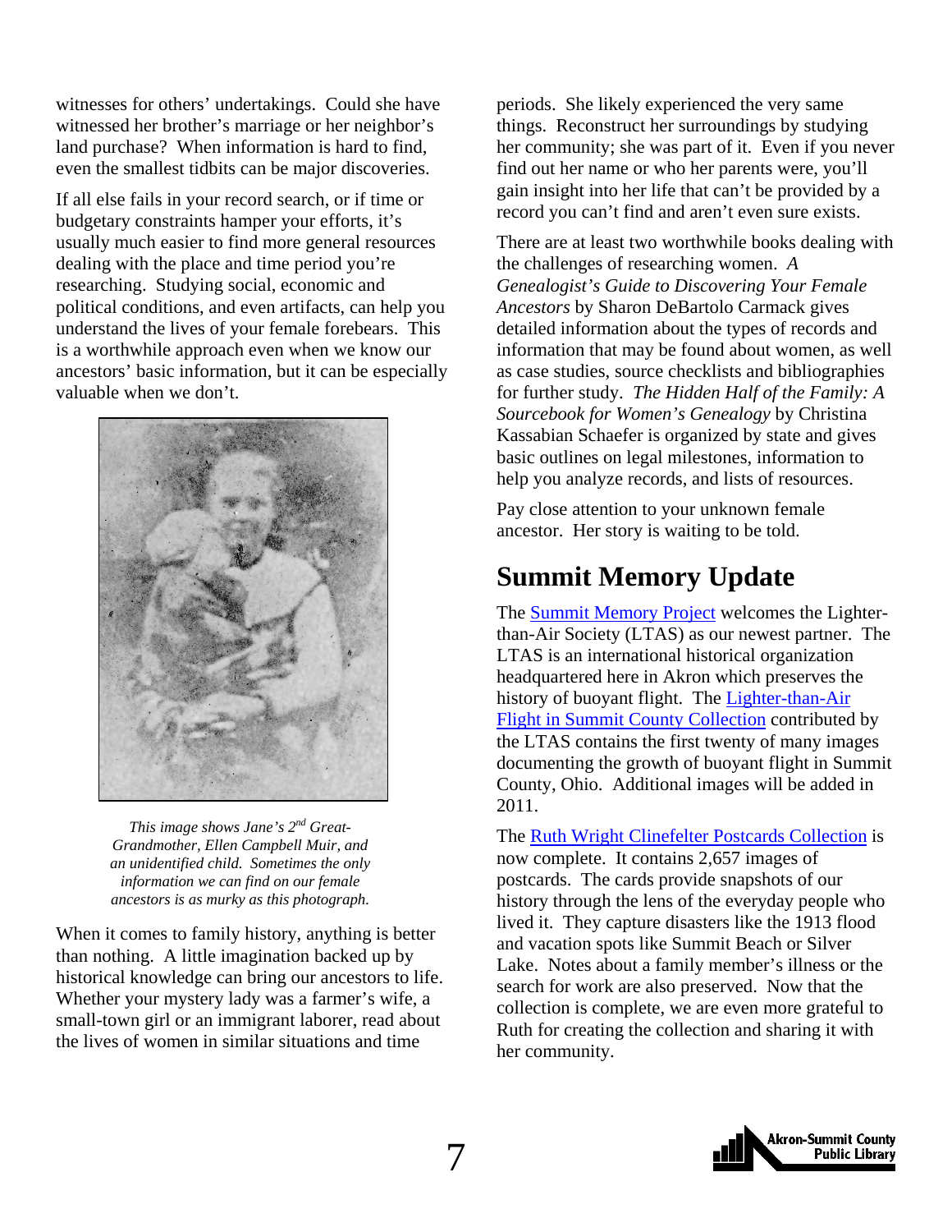witnesses for others' undertakings. Could she have witnessed her brother's marriage or her neighbor's land purchase? When information is hard to find, even the smallest tidbits can be major discoveries.

If all else fails in your record search, or if time or budgetary constraints hamper your efforts, it's usually much easier to find more general resources dealing with the place and time period you're researching. Studying social, economic and political conditions, and even artifacts, can help you understand the lives of your female forebears. This is a worthwhile approach even when we know our ancestors' basic information, but it can be especially valuable when we don't.

*This image shows Jane's 2nd Great-Grandmother, Ellen Campbell Muir, and an unidentified child. Sometimes the only information we can find on our female ancestors is as murky as this photograph.*

When it comes to family history, anything is better than nothing. A little imagination backed up by historical knowledge can bring our ancestors to life. Whether your mystery lady was a farmer's wife, a small-town girl or an immigrant laborer, read about the lives of women in similar situations and time periods. She likely experienced the very same things. Reconstruct her surroundings by studying her community; she was part of it. Even if you never find out her name or who her parents were, you'll gain insight into her life that can't be provided by a record you can't find and aren't even sure exists.

There are at least two worthwhile books dealing with the challenges of researching women. *A Genealogist's Guide to Discovering Your Female Ancestors* by Sharon DeBartolo Carmack gives detailed information about the types of records and information that may be found about women, as well as case studies, source checklists and bibliographies for further study. *The Hidden Half of the Family: A Sourcebook for Women's Genealogy* by Christina Kassabian Schaefer is organized by state and gives basic outlines on legal milestones, information to help you analyze records, and lists of resources.

Pay close attention to your unknown female ancestor. Her story is waiting to be told.

## Summit Memory Update

The Summit Memory Project welcomes the Lighter-than-Air Society (LTAS) as our newest partner. The LTAS is an international historical organization headquartered here in Akron which preserves the history of buoyant flight. The Lighter-than-Air Flight in Summit County Collection contributed by the LTAS contains the first twenty of many images documenting the growth of buoyant flight in Summit County, Ohio. Additional images will be added in 2011.

The Ruth Wright Clinefelter Postcards Collection is now complete. It contains 2,657 images of postcards. The cards provide snapshots of our history through the lens of the everyday people who lived it. They capture disasters like the 1913 flood and vacation spots like Summit Beach or Silver Lake. Notes about a family member's illness or the search for work are also preserved. Now that the collection is complete, we are even more grateful to Ruth for creating the collection and sharing it with her community.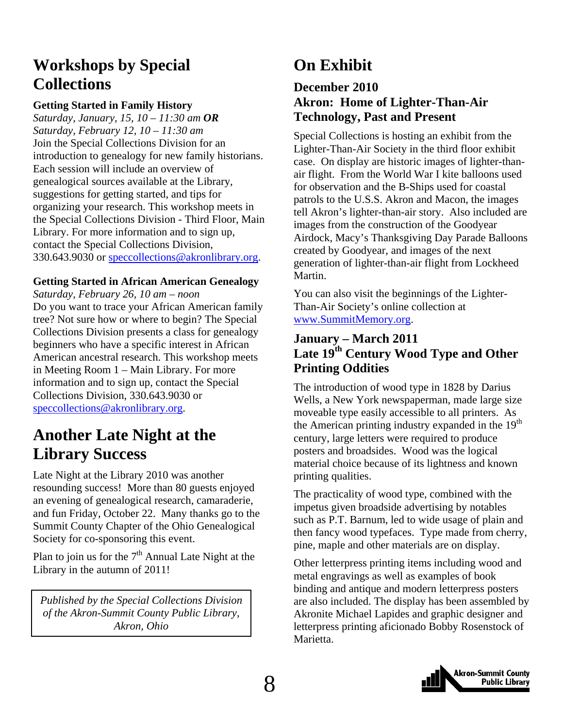# Workshops by Special Collections

**Getting Started in Family History**

*Saturday, January, 15, 10 – 11:30 am* ***OR***
*Saturday, February 12, 10 – 11:30 am*
Join the Special Collections Division for an introduction to genealogy for new family historians. Each session will include an overview of genealogical sources available at the Library, suggestions for getting started, and tips for organizing your research. This workshop meets in the Special Collections Division - Third Floor, Main Library. For more information and to sign up, contact the Special Collections Division, 330.643.9030 or speccollections@akronlibrary.org.

**Getting Started in African American Genealogy**

*Saturday, February 26, 10 am – noon*
Do you want to trace your African American family tree? Not sure how or where to begin? The Special Collections Division presents a class for genealogy beginners who have a specific interest in African American ancestral research. This workshop meets in Meeting Room 1 – Main Library. For more information and to sign up, contact the Special Collections Division, 330.643.9030 or speccollections@akronlibrary.org.

# Another Late Night at the Library Success

Late Night at the Library 2010 was another resounding success! More than 80 guests enjoyed an evening of genealogical research, camaraderie, and fun Friday, October 22. Many thanks go to the Summit County Chapter of the Ohio Genealogical Society for co-sponsoring this event.

Plan to join us for the 7th Annual Late Night at the Library in the autumn of 2011!

*Published by the Special Collections Division of the Akron-Summit County Public Library, Akron, Ohio*

# On Exhibit

### December 2010
### Akron: Home of Lighter-Than-Air Technology, Past and Present

Special Collections is hosting an exhibit from the Lighter-Than-Air Society in the third floor exhibit case. On display are historic images of lighter-than-air flight. From the World War I kite balloons used for observation and the B-Ships used for coastal patrols to the U.S.S. Akron and Macon, the images tell Akron's lighter-than-air story. Also included are images from the construction of the Goodyear Airdock, Macy's Thanksgiving Day Parade Balloons created by Goodyear, and images of the next generation of lighter-than-air flight from Lockheed Martin.

You can also visit the beginnings of the Lighter-Than-Air Society's online collection at www.SummitMemory.org.

### January – March 2011
### Late 19th Century Wood Type and Other Printing Oddities

The introduction of wood type in 1828 by Darius Wells, a New York newspaperman, made large size moveable type easily accessible to all printers. As the American printing industry expanded in the 19th century, large letters were required to produce posters and broadsides. Wood was the logical material choice because of its lightness and known printing qualities.

The practicality of wood type, combined with the impetus given broadside advertising by notables such as P.T. Barnum, led to wide usage of plain and then fancy wood typefaces. Type made from cherry, pine, maple and other materials are on display.

Other letterpress printing items including wood and metal engravings as well as examples of book binding and antique and modern letterpress posters are also included. The display has been assembled by Akronite Michael Lapides and graphic designer and letterpress printing aficionado Bobby Rosenstock of Marietta.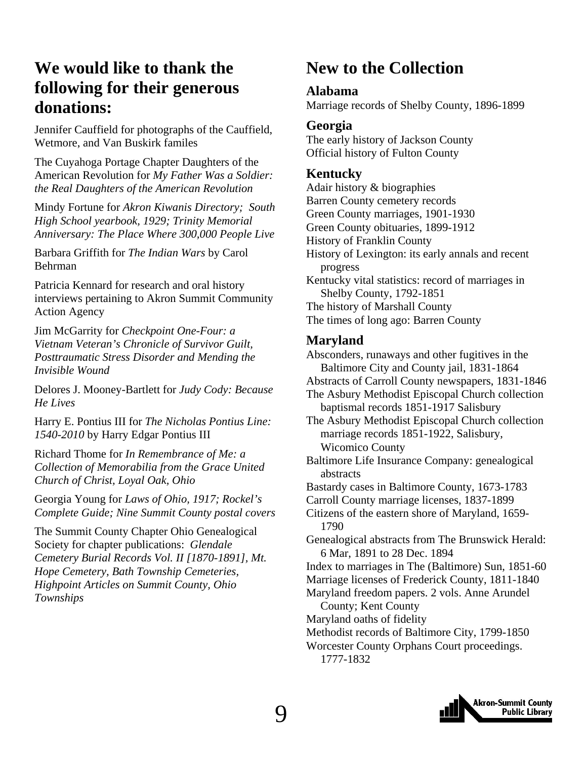## We would like to thank the following for their generous donations:

Jennifer Cauffield for photographs of the Cauffield, Wetmore, and Van Buskirk familes

The Cuyahoga Portage Chapter Daughters of the American Revolution for *My Father Was a Soldier: the Real Daughters of the American Revolution*

Mindy Fortune for *Akron Kiwanis Directory; South High School yearbook, 1929; Trinity Memorial Anniversary: The Place Where 300,000 People Live*

Barbara Griffith for *The Indian Wars* by Carol Behrman

Patricia Kennard for research and oral history interviews pertaining to Akron Summit Community Action Agency

Jim McGarrity for *Checkpoint One-Four: a Vietnam Veteran's Chronicle of Survivor Guilt, Posttraumatic Stress Disorder and Mending the Invisible Wound*

Delores J. Mooney-Bartlett for *Judy Cody: Because He Lives*

Harry E. Pontius III for *The Nicholas Pontius Line: 1540-2010* by Harry Edgar Pontius III

Richard Thome for *In Remembrance of Me: a Collection of Memorabilia from the Grace United Church of Christ, Loyal Oak, Ohio*

Georgia Young for *Laws of Ohio, 1917; Rockel's Complete Guide; Nine Summit County postal covers*

The Summit County Chapter Ohio Genealogical Society for chapter publications: *Glendale Cemetery Burial Records Vol. II [1870-1891], Mt. Hope Cemetery, Bath Township Cemeteries, Highpoint Articles on Summit County, Ohio Townships*

## New to the Collection

### Alabama

Marriage records of Shelby County, 1896-1899

### Georgia

The early history of Jackson County
Official history of Fulton County

### Kentucky

Adair history & biographies
Barren County cemetery records
Green County marriages, 1901-1930
Green County obituaries, 1899-1912
History of Franklin County
History of Lexington: its early annals and recent progress
Kentucky vital statistics: record of marriages in Shelby County, 1792-1851
The history of Marshall County
The times of long ago: Barren County

### Maryland

Absconders, runaways and other fugitives in the Baltimore City and County jail, 1831-1864
Abstracts of Carroll County newspapers, 1831-1846
The Asbury Methodist Episcopal Church collection baptismal records 1851-1917 Salisbury
The Asbury Methodist Episcopal Church collection marriage records 1851-1922, Salisbury, Wicomico County
Baltimore Life Insurance Company: genealogical abstracts
Bastardy cases in Baltimore County, 1673-1783
Carroll County marriage licenses, 1837-1899
Citizens of the eastern shore of Maryland, 1659-1790
Genealogical abstracts from The Brunswick Herald: 6 Mar, 1891 to 28 Dec. 1894
Index to marriages in The (Baltimore) Sun, 1851-60
Marriage licenses of Frederick County, 1811-1840
Maryland freedom papers. 2 vols. Anne Arundel County; Kent County
Maryland oaths of fidelity
Methodist records of Baltimore City, 1799-1850
Worcester County Orphans Court proceedings. 1777-1832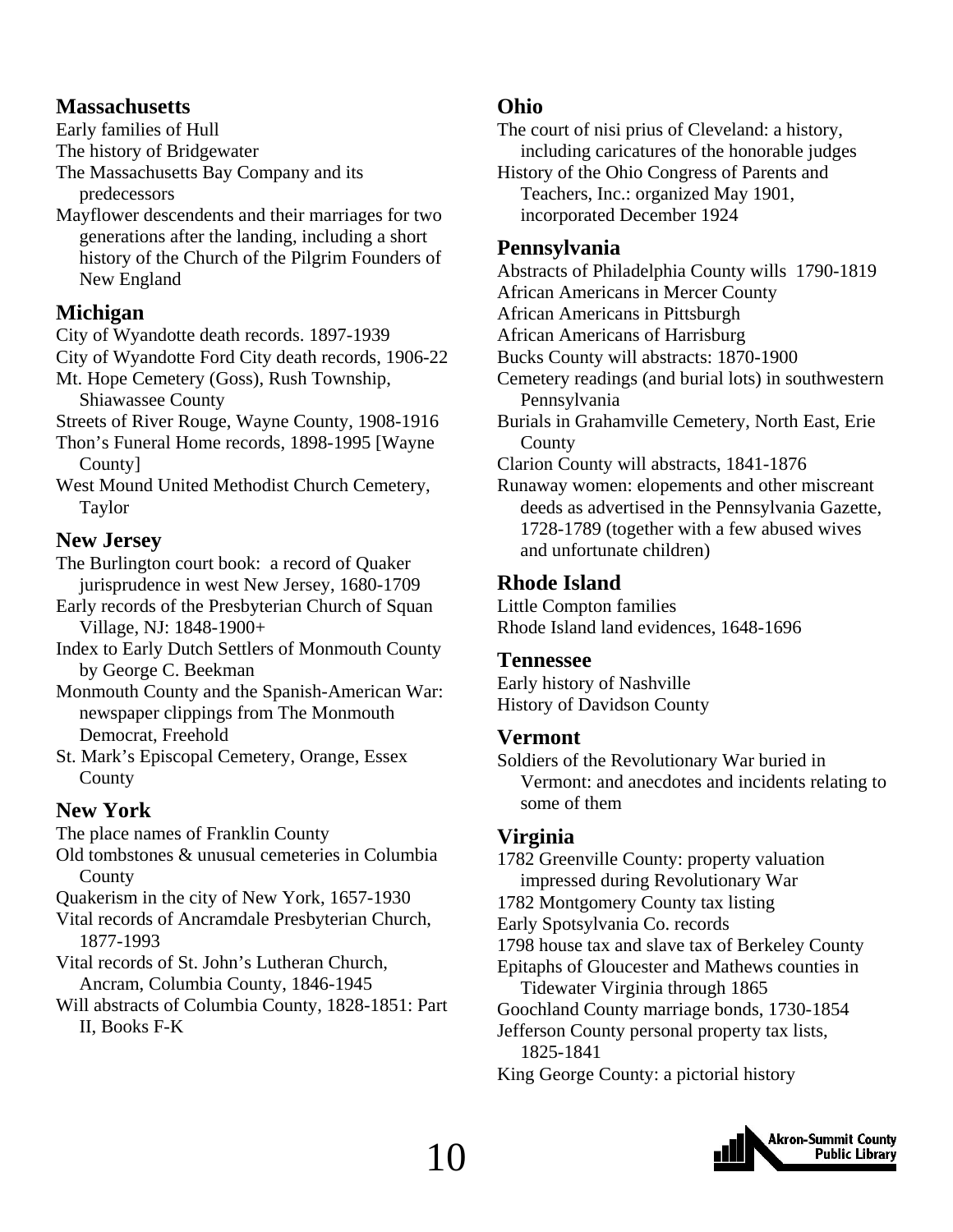## Massachusetts

Early families of Hull
The history of Bridgewater
The Massachusetts Bay Company and its predecessors
Mayflower descendents and their marriages for two generations after the landing, including a short history of the Church of the Pilgrim Founders of New England

## Michigan

City of Wyandotte death records. 1897-1939
City of Wyandotte Ford City death records, 1906-22
Mt. Hope Cemetery (Goss), Rush Township, Shiawassee County
Streets of River Rouge, Wayne County, 1908-1916
Thon's Funeral Home records, 1898-1995 [Wayne County]
West Mound United Methodist Church Cemetery, Taylor

## New Jersey

The Burlington court book: a record of Quaker jurisprudence in west New Jersey, 1680-1709
Early records of the Presbyterian Church of Squan Village, NJ: 1848-1900+
Index to Early Dutch Settlers of Monmouth County by George C. Beekman
Monmouth County and the Spanish-American War: newspaper clippings from The Monmouth Democrat, Freehold
St. Mark's Episcopal Cemetery, Orange, Essex County

## New York

The place names of Franklin County
Old tombstones & unusual cemeteries in Columbia County
Quakerism in the city of New York, 1657-1930
Vital records of Ancramdale Presbyterian Church, 1877-1993
Vital records of St. John's Lutheran Church, Ancram, Columbia County, 1846-1945
Will abstracts of Columbia County, 1828-1851: Part II, Books F-K

## Ohio

The court of nisi prius of Cleveland: a history, including caricatures of the honorable judges
History of the Ohio Congress of Parents and Teachers, Inc.: organized May 1901, incorporated December 1924

## Pennsylvania

Abstracts of Philadelphia County wills 1790-1819
African Americans in Mercer County
African Americans in Pittsburgh
African Americans of Harrisburg
Bucks County will abstracts: 1870-1900
Cemetery readings (and burial lots) in southwestern Pennsylvania
Burials in Grahamville Cemetery, North East, Erie County
Clarion County will abstracts, 1841-1876
Runaway women: elopements and other miscreant deeds as advertised in the Pennsylvania Gazette, 1728-1789 (together with a few abused wives and unfortunate children)

## Rhode Island

Little Compton families
Rhode Island land evidences, 1648-1696

## Tennessee

Early history of Nashville
History of Davidson County

## Vermont

Soldiers of the Revolutionary War buried in Vermont: and anecdotes and incidents relating to some of them

## Virginia

1782 Greenville County: property valuation impressed during Revolutionary War
1782 Montgomery County tax listing
Early Spotsylvania Co. records
1798 house tax and slave tax of Berkeley County
Epitaphs of Gloucester and Mathews counties in Tidewater Virginia through 1865
Goochland County marriage bonds, 1730-1854
Jefferson County personal property tax lists, 1825-1841
King George County: a pictorial history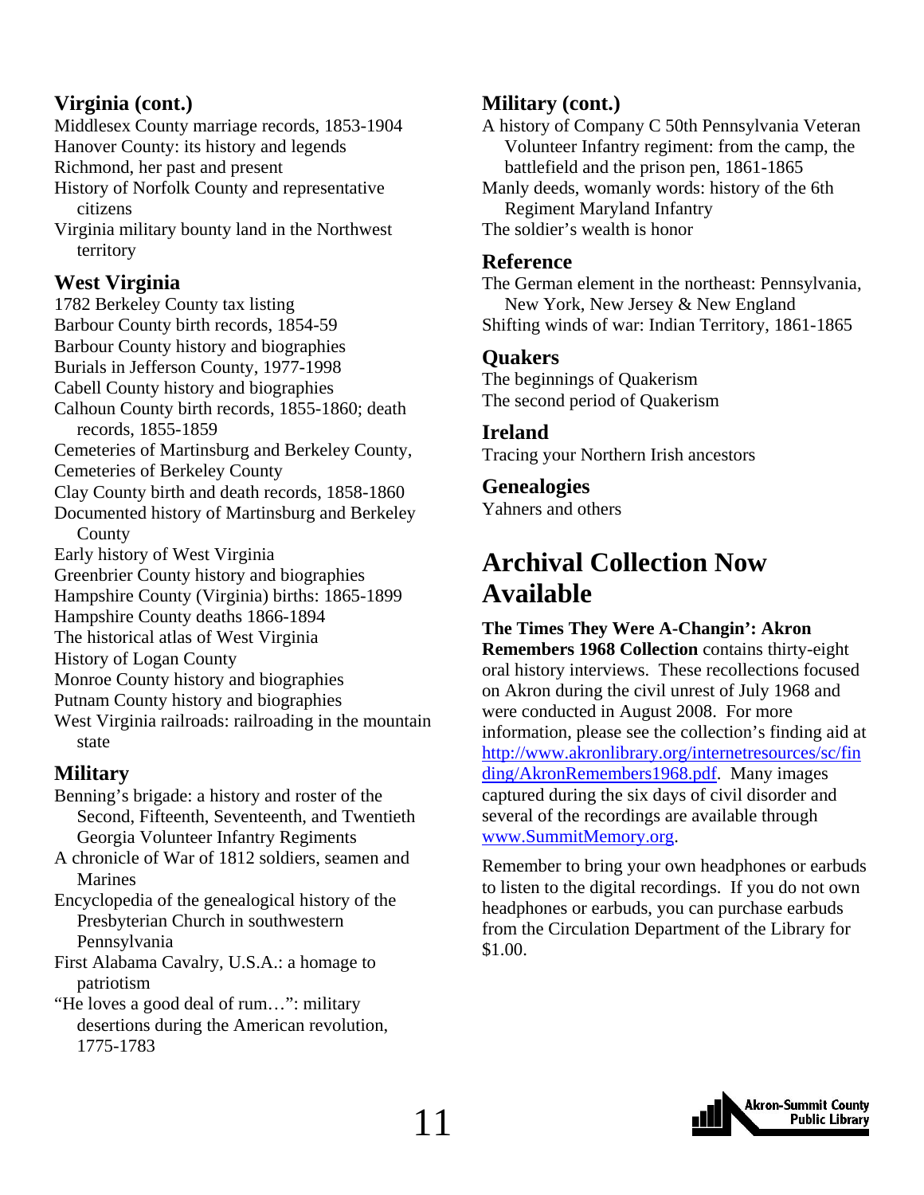### Virginia (cont.)

Middlesex County marriage records, 1853-1904
Hanover County: its history and legends
Richmond, her past and present
History of Norfolk County and representative citizens
Virginia military bounty land in the Northwest territory

### West Virginia

1782 Berkeley County tax listing
Barbour County birth records, 1854-59
Barbour County history and biographies
Burials in Jefferson County, 1977-1998
Cabell County history and biographies
Calhoun County birth records, 1855-1860; death records, 1855-1859
Cemeteries of Martinsburg and Berkeley County,
Cemeteries of Berkeley County
Clay County birth and death records, 1858-1860
Documented history of Martinsburg and Berkeley County
Early history of West Virginia
Greenbrier County history and biographies
Hampshire County (Virginia) births: 1865-1899
Hampshire County deaths 1866-1894
The historical atlas of West Virginia
History of Logan County
Monroe County history and biographies
Putnam County history and biographies
West Virginia railroads: railroading in the mountain state

### Military

Benning's brigade: a history and roster of the Second, Fifteenth, Seventeenth, and Twentieth Georgia Volunteer Infantry Regiments
A chronicle of War of 1812 soldiers, seamen and Marines
Encyclopedia of the genealogical history of the Presbyterian Church in southwestern Pennsylvania
First Alabama Cavalry, U.S.A.: a homage to patriotism
"He loves a good deal of rum…": military desertions during the American revolution, 1775-1783

### Military (cont.)

A history of Company C 50th Pennsylvania Veteran Volunteer Infantry regiment: from the camp, the battlefield and the prison pen, 1861-1865
Manly deeds, womanly words: history of the 6th Regiment Maryland Infantry
The soldier's wealth is honor

### Reference

The German element in the northeast: Pennsylvania, New York, New Jersey & New England
Shifting winds of war: Indian Territory, 1861-1865

### Quakers

The beginnings of Quakerism
The second period of Quakerism

### Ireland

Tracing your Northern Irish ancestors

### Genealogies

Yahners and others

## Archival Collection Now Available

**The Times They Were A-Changin': Akron Remembers 1968 Collection** contains thirty-eight oral history interviews. These recollections focused on Akron during the civil unrest of July 1968 and were conducted in August 2008. For more information, please see the collection's finding aid at http://www.akronlibrary.org/internetresources/sc/finding/AkronRemembers1968.pdf. Many images captured during the six days of civil disorder and several of the recordings are available through www.SummitMemory.org.

Remember to bring your own headphones or earbuds to listen to the digital recordings. If you do not own headphones or earbuds, you can purchase earbuds from the Circulation Department of the Library for $1.00.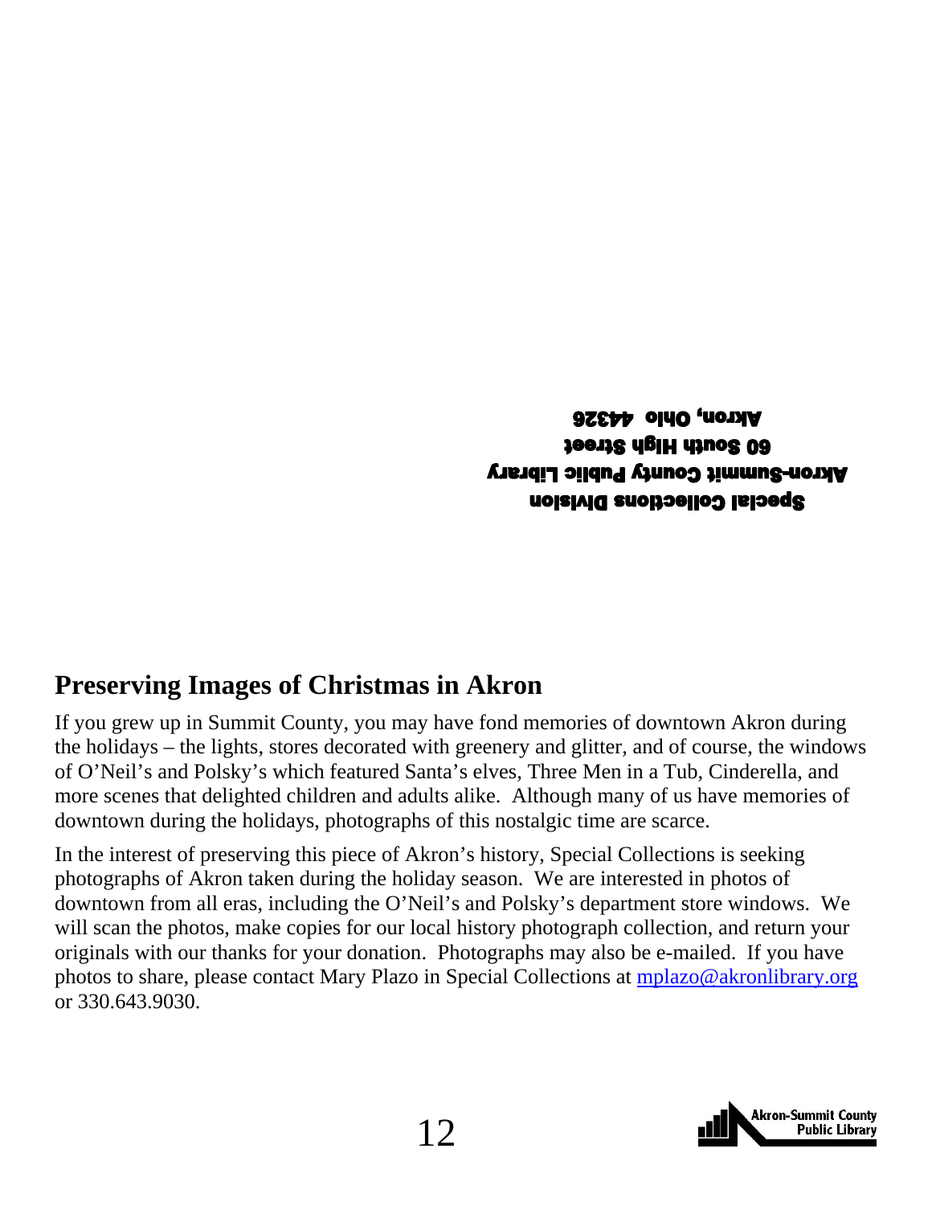Special Collections Division
Akron-Summit County Public Library
60 South High Street
Akron, Ohio 44326

## Preserving Images of Christmas in Akron

If you grew up in Summit County, you may have fond memories of downtown Akron during the holidays – the lights, stores decorated with greenery and glitter, and of course, the windows of O'Neil's and Polsky's which featured Santa's elves, Three Men in a Tub, Cinderella, and more scenes that delighted children and adults alike. Although many of us have memories of downtown during the holidays, photographs of this nostalgic time are scarce.

In the interest of preserving this piece of Akron's history, Special Collections is seeking photographs of Akron taken during the holiday season. We are interested in photos of downtown from all eras, including the O'Neil's and Polsky's department store windows. We will scan the photos, make copies for our local history photograph collection, and return your originals with our thanks for your donation. Photographs may also be e-mailed. If you have photos to share, please contact Mary Plazo in Special Collections at mplazo@akronlibrary.org or 330.643.9030.

Akron-Summit County Public Library